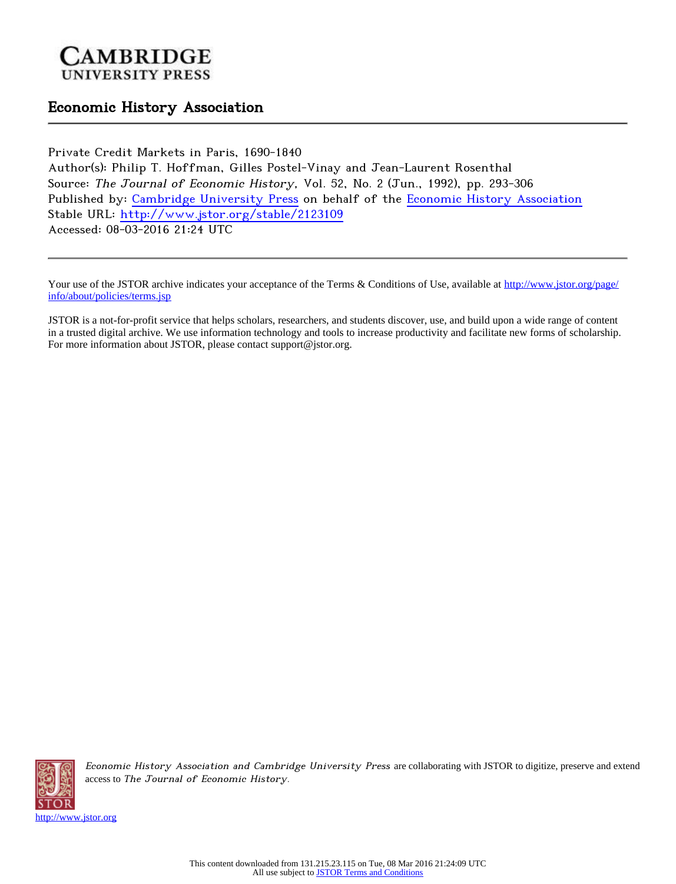Cambridge University Press

## Economic History Association

Private Credit Markets in Paris, 1690-1840
Author(s): Philip T. Hoffman, Gilles Postel-Vinay and Jean-Laurent Rosenthal
Source: *The Journal of Economic History*, Vol. 52, No. 2 (Jun., 1992), pp. 293-306
Published by: Cambridge University Press on behalf of the Economic History Association
Stable URL: http://www.jstor.org/stable/2123109
Accessed: 08-03-2016 21:24 UTC

Your use of the JSTOR archive indicates your acceptance of the Terms & Conditions of Use, available at http://www.jstor.org/page/info/about/policies/terms.jsp

JSTOR is a not-for-profit service that helps scholars, researchers, and students discover, use, and build upon a wide range of content in a trusted digital archive. We use information technology and tools to increase productivity and facilitate new forms of scholarship. For more information about JSTOR, please contact support@jstor.org.

*Economic History Association and Cambridge University Press* are collaborating with JSTOR to digitize, preserve and extend access to *The Journal of Economic History*.

http://www.jstor.org

This content downloaded from 131.215.23.115 on Tue, 08 Mar 2016 21:24:09 UTC
All use subject to JSTOR Terms and Conditions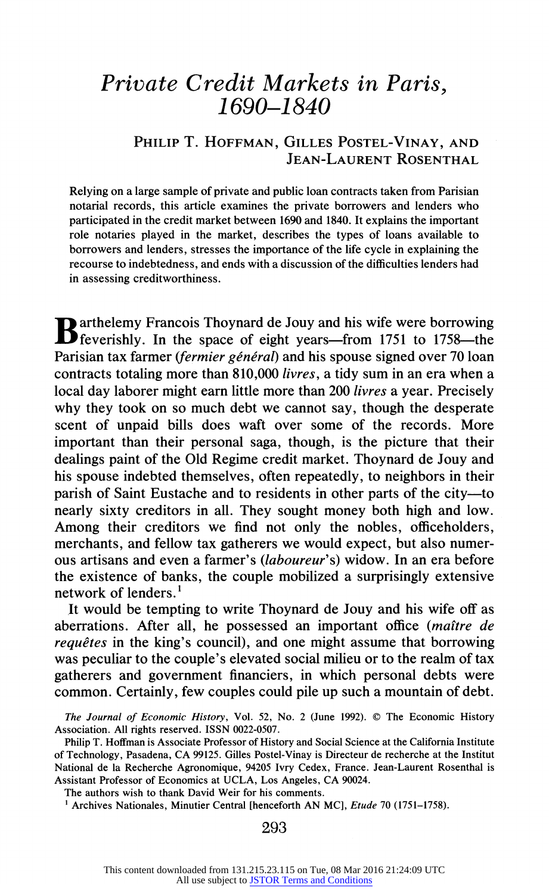# *Private Credit Markets in Paris, 1690–1840*

PHILIP T. HOFFMAN, GILLES POSTEL-VINAY, AND JEAN-LAURENT ROSENTHAL

Relying on a large sample of private and public loan contracts taken from Parisian notarial records, this article examines the private borrowers and lenders who participated in the credit market between 1690 and 1840. It explains the important role notaries played in the market, describes the types of loans available to borrowers and lenders, stresses the importance of the life cycle in explaining the recourse to indebtedness, and ends with a discussion of the difficulties lenders had in assessing creditworthiness.

Barthelemy Francois Thoynard de Jouy and his wife were borrowing feverishly. In the space of eight years—from 1751 to 1758—the Parisian tax farmer (*fermier général*) and his spouse signed over 70 loan contracts totaling more than 810,000 *livres*, a tidy sum in an era when a local day laborer might earn little more than 200 *livres* a year. Precisely why they took on so much debt we cannot say, though the desperate scent of unpaid bills does waft over some of the records. More important than their personal saga, though, is the picture that their dealings paint of the Old Regime credit market. Thoynard de Jouy and his spouse indebted themselves, often repeatedly, to neighbors in their parish of Saint Eustache and to residents in other parts of the city—to nearly sixty creditors in all. They sought money both high and low. Among their creditors we find not only the nobles, officeholders, merchants, and fellow tax gatherers we would expect, but also numerous artisans and even a farmer's (*laboureur*'s) widow. In an era before the existence of banks, the couple mobilized a surprisingly extensive network of lenders.[1]

It would be tempting to write Thoynard de Jouy and his wife off as aberrations. After all, he possessed an important office (*maître de requêtes* in the king's council), and one might assume that borrowing was peculiar to the couple's elevated social milieu or to the realm of tax gatherers and government financiers, in which personal debts were common. Certainly, few couples could pile up such a mountain of debt.

*The Journal of Economic History*, Vol. 52, No. 2 (June 1992). © The Economic History Association. All rights reserved. ISSN 0022-0507.

Philip T. Hoffman is Associate Professor of History and Social Science at the California Institute of Technology, Pasadena, CA 99125. Gilles Postel-Vinay is Directeur de recherche at the Institut National de la Recherche Agronomique, 94205 Ivry Cedex, France. Jean-Laurent Rosenthal is Assistant Professor of Economics at UCLA, Los Angeles, CA 90024.

The authors wish to thank David Weir for his comments.

[1] Archives Nationales, Minutier Central [henceforth AN MC], *Etude* 70 (1751–1758).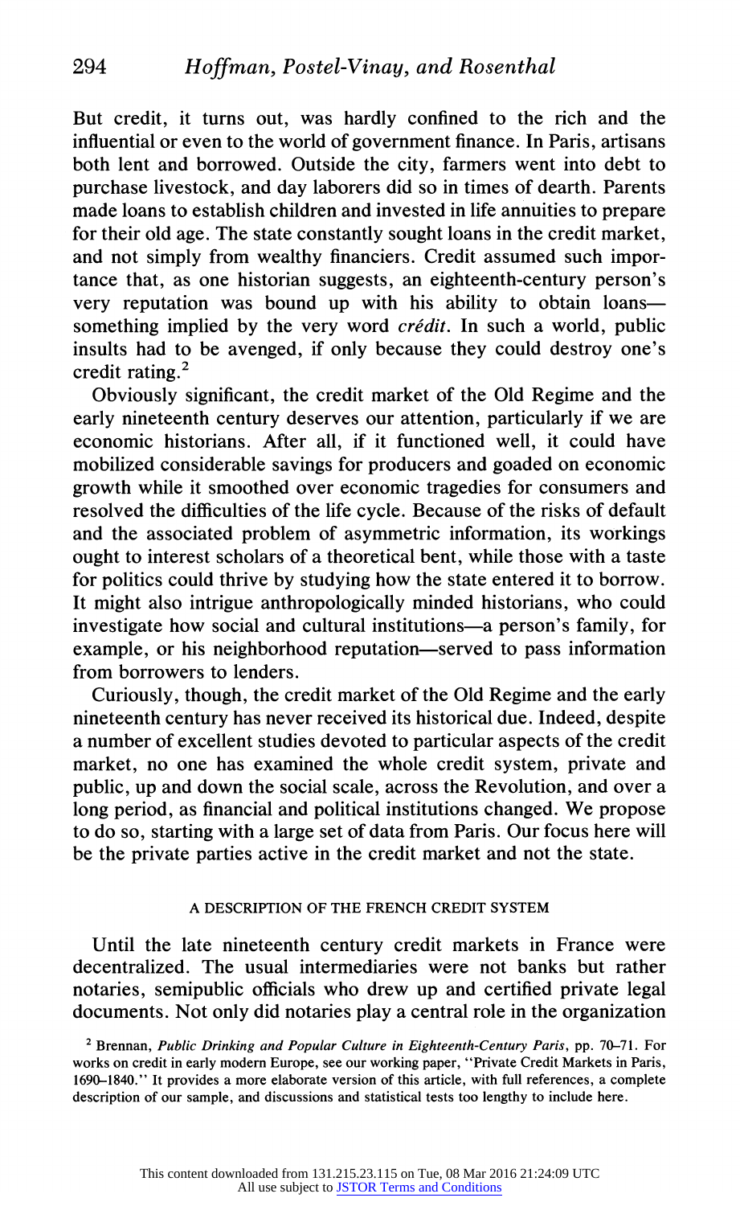But credit, it turns out, was hardly confined to the rich and the influential or even to the world of government finance. In Paris, artisans both lent and borrowed. Outside the city, farmers went into debt to purchase livestock, and day laborers did so in times of dearth. Parents made loans to establish children and invested in life annuities to prepare for their old age. The state constantly sought loans in the credit market, and not simply from wealthy financiers. Credit assumed such importance that, as one historian suggests, an eighteenth-century person's very reputation was bound up with his ability to obtain loans—something implied by the very word *crédit*. In such a world, public insults had to be avenged, if only because they could destroy one's credit rating.[2]

Obviously significant, the credit market of the Old Regime and the early nineteenth century deserves our attention, particularly if we are economic historians. After all, if it functioned well, it could have mobilized considerable savings for producers and goaded on economic growth while it smoothed over economic tragedies for consumers and resolved the difficulties of the life cycle. Because of the risks of default and the associated problem of asymmetric information, its workings ought to interest scholars of a theoretical bent, while those with a taste for politics could thrive by studying how the state entered it to borrow. It might also intrigue anthropologically minded historians, who could investigate how social and cultural institutions—a person's family, for example, or his neighborhood reputation—served to pass information from borrowers to lenders.

Curiously, though, the credit market of the Old Regime and the early nineteenth century has never received its historical due. Indeed, despite a number of excellent studies devoted to particular aspects of the credit market, no one has examined the whole credit system, private and public, up and down the social scale, across the Revolution, and over a long period, as financial and political institutions changed. We propose to do so, starting with a large set of data from Paris. Our focus here will be the private parties active in the credit market and not the state.

## A DESCRIPTION OF THE FRENCH CREDIT SYSTEM

Until the late nineteenth century credit markets in France were decentralized. The usual intermediaries were not banks but rather notaries, semipublic officials who drew up and certified private legal documents. Not only did notaries play a central role in the organization

[2] Brennan, *Public Drinking and Popular Culture in Eighteenth-Century Paris*, pp. 70–71. For works on credit in early modern Europe, see our working paper, "Private Credit Markets in Paris, 1690–1840." It provides a more elaborate version of this article, with full references, a complete description of our sample, and discussions and statistical tests too lengthy to include here.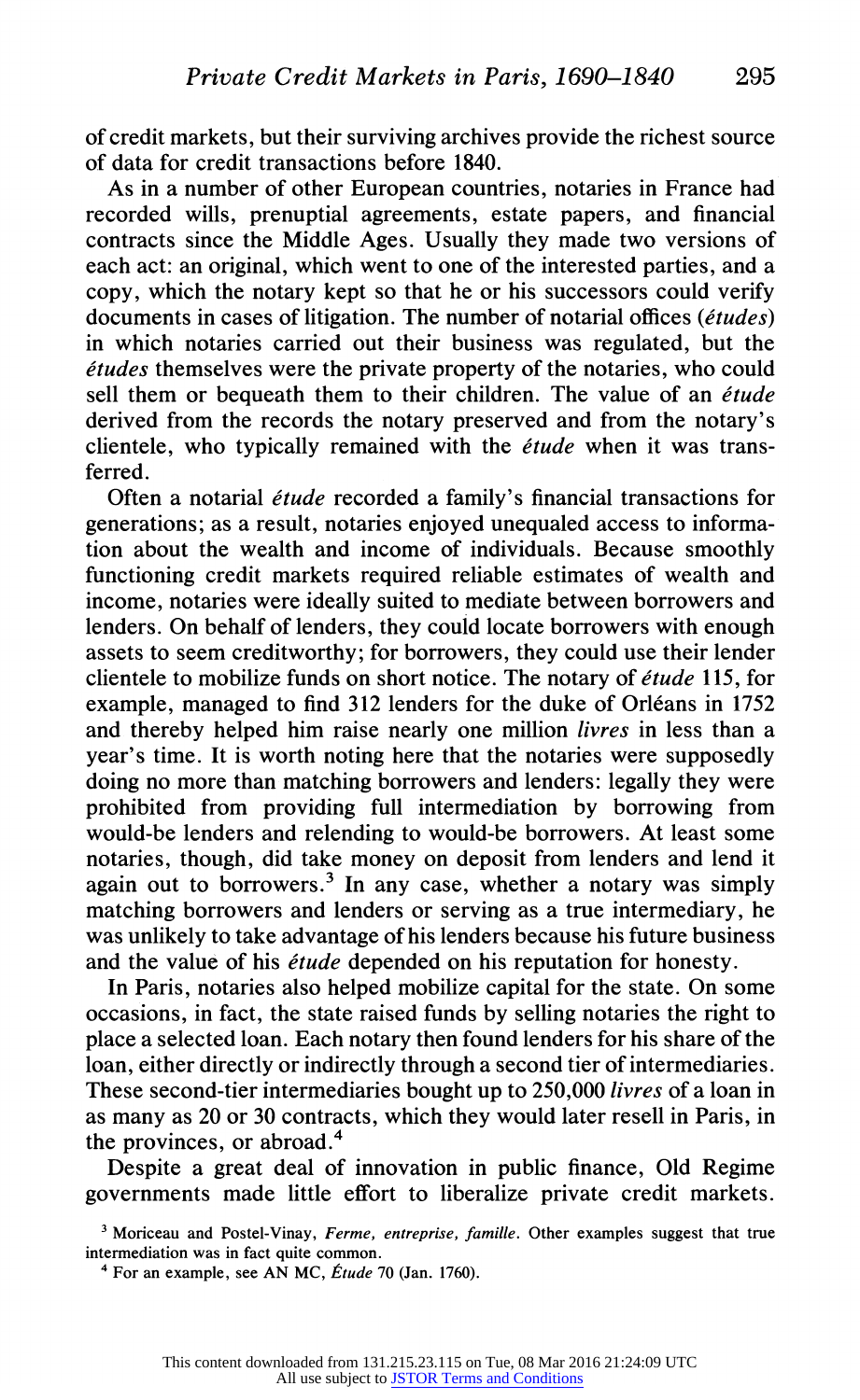of credit markets, but their surviving archives provide the richest source of data for credit transactions before 1840.

As in a number of other European countries, notaries in France had recorded wills, prenuptial agreements, estate papers, and financial contracts since the Middle Ages. Usually they made two versions of each act: an original, which went to one of the interested parties, and a copy, which the notary kept so that he or his successors could verify documents in cases of litigation. The number of notarial offices (*études*) in which notaries carried out their business was regulated, but the *études* themselves were the private property of the notaries, who could sell them or bequeath them to their children. The value of an *étude* derived from the records the notary preserved and from the notary's clientele, who typically remained with the *étude* when it was transferred.

Often a notarial *étude* recorded a family's financial transactions for generations; as a result, notaries enjoyed unequaled access to information about the wealth and income of individuals. Because smoothly functioning credit markets required reliable estimates of wealth and income, notaries were ideally suited to mediate between borrowers and lenders. On behalf of lenders, they could locate borrowers with enough assets to seem creditworthy; for borrowers, they could use their lender clientele to mobilize funds on short notice. The notary of *étude* 115, for example, managed to find 312 lenders for the duke of Orléans in 1752 and thereby helped him raise nearly one million *livres* in less than a year's time. It is worth noting here that the notaries were supposedly doing no more than matching borrowers and lenders: legally they were prohibited from providing full intermediation by borrowing from would-be lenders and relending to would-be borrowers. At least some notaries, though, did take money on deposit from lenders and lend it again out to borrowers.[3] In any case, whether a notary was simply matching borrowers and lenders or serving as a true intermediary, he was unlikely to take advantage of his lenders because his future business and the value of his *étude* depended on his reputation for honesty.

In Paris, notaries also helped mobilize capital for the state. On some occasions, in fact, the state raised funds by selling notaries the right to place a selected loan. Each notary then found lenders for his share of the loan, either directly or indirectly through a second tier of intermediaries. These second-tier intermediaries bought up to 250,000 *livres* of a loan in as many as 20 or 30 contracts, which they would later resell in Paris, in the provinces, or abroad.[4]

Despite a great deal of innovation in public finance, Old Regime governments made little effort to liberalize private credit markets.

[3] Moriceau and Postel-Vinay, *Ferme, entreprise, famille*. Other examples suggest that true intermediation was in fact quite common.

[4] For an example, see AN MC, *Étude* 70 (Jan. 1760).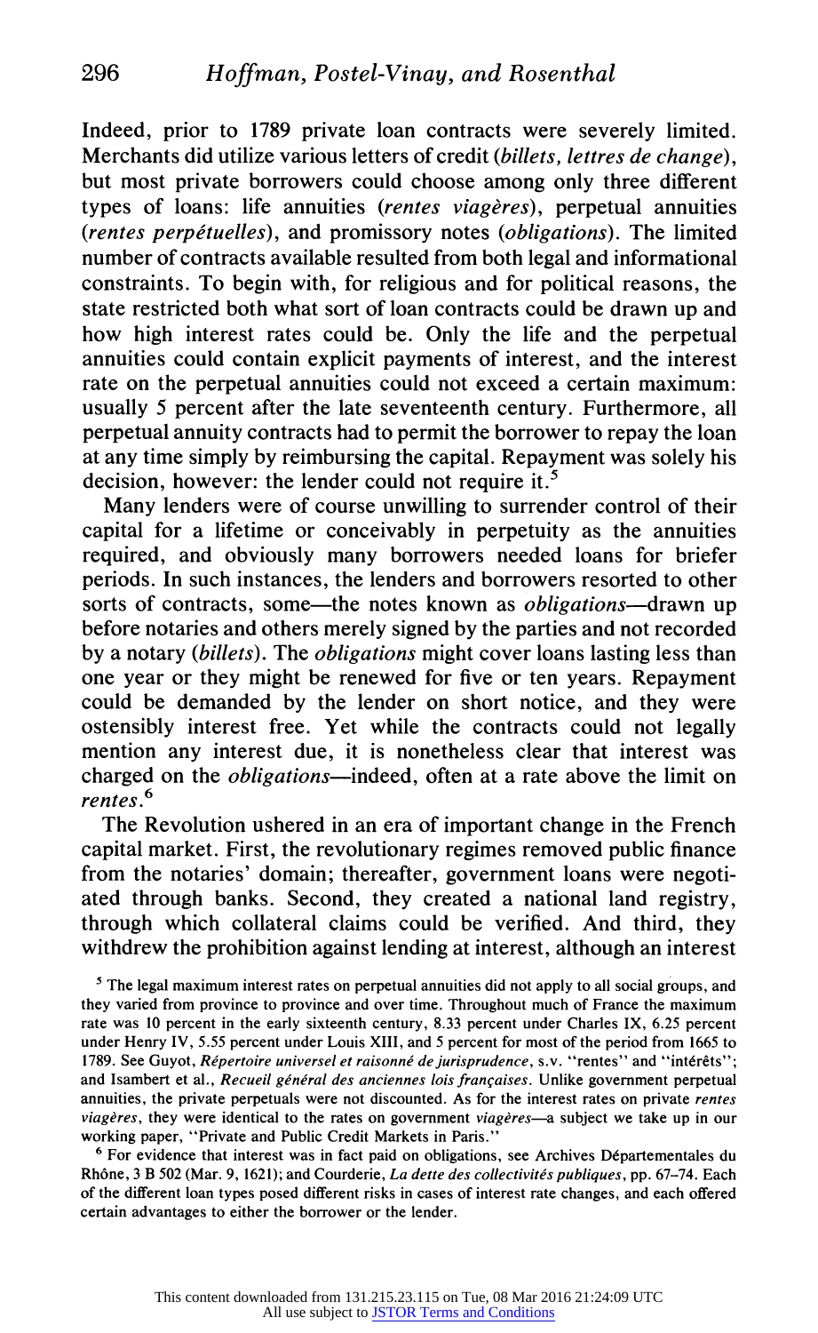Indeed, prior to 1789 private loan contracts were severely limited. Merchants did utilize various letters of credit (*billets, lettres de change*), but most private borrowers could choose among only three different types of loans: life annuities (*rentes viagères*), perpetual annuities (*rentes perpétuelles*), and promissory notes (*obligations*). The limited number of contracts available resulted from both legal and informational constraints. To begin with, for religious and for political reasons, the state restricted both what sort of loan contracts could be drawn up and how high interest rates could be. Only the life and the perpetual annuities could contain explicit payments of interest, and the interest rate on the perpetual annuities could not exceed a certain maximum: usually 5 percent after the late seventeenth century. Furthermore, all perpetual annuity contracts had to permit the borrower to repay the loan at any time simply by reimbursing the capital. Repayment was solely his decision, however: the lender could not require it.[5]

Many lenders were of course unwilling to surrender control of their capital for a lifetime or conceivably in perpetuity as the annuities required, and obviously many borrowers needed loans for briefer periods. In such instances, the lenders and borrowers resorted to other sorts of contracts, some—the notes known as *obligations*—drawn up before notaries and others merely signed by the parties and not recorded by a notary (*billets*). The *obligations* might cover loans lasting less than one year or they might be renewed for five or ten years. Repayment could be demanded by the lender on short notice, and they were ostensibly interest free. Yet while the contracts could not legally mention any interest due, it is nonetheless clear that interest was charged on the *obligations*—indeed, often at a rate above the limit on *rentes*.[6]

The Revolution ushered in an era of important change in the French capital market. First, the revolutionary regimes removed public finance from the notaries' domain; thereafter, government loans were negotiated through banks. Second, they created a national land registry, through which collateral claims could be verified. And third, they withdrew the prohibition against lending at interest, although an interest

[5] The legal maximum interest rates on perpetual annuities did not apply to all social groups, and they varied from province to province and over time. Throughout much of France the maximum rate was 10 percent in the early sixteenth century, 8.33 percent under Charles IX, 6.25 percent under Henry IV, 5.55 percent under Louis XIII, and 5 percent for most of the period from 1665 to 1789. See Guyot, *Répertoire universel et raisonné de jurisprudence*, s.v. "rentes" and "intérêts"; and Isambert et al., *Recueil général des anciennes lois françaises*. Unlike government perpetual annuities, the private perpetuals were not discounted. As for the interest rates on private *rentes viagères*, they were identical to the rates on government *viagères*—a subject we take up in our working paper, "Private and Public Credit Markets in Paris."

[6] For evidence that interest was in fact paid on obligations, see Archives Départementales du Rhône, 3 B 502 (Mar. 9, 1621); and Courderie, *La dette des collectivités publiques*, pp. 67–74. Each of the different loan types posed different risks in cases of interest rate changes, and each offered certain advantages to either the borrower or the lender.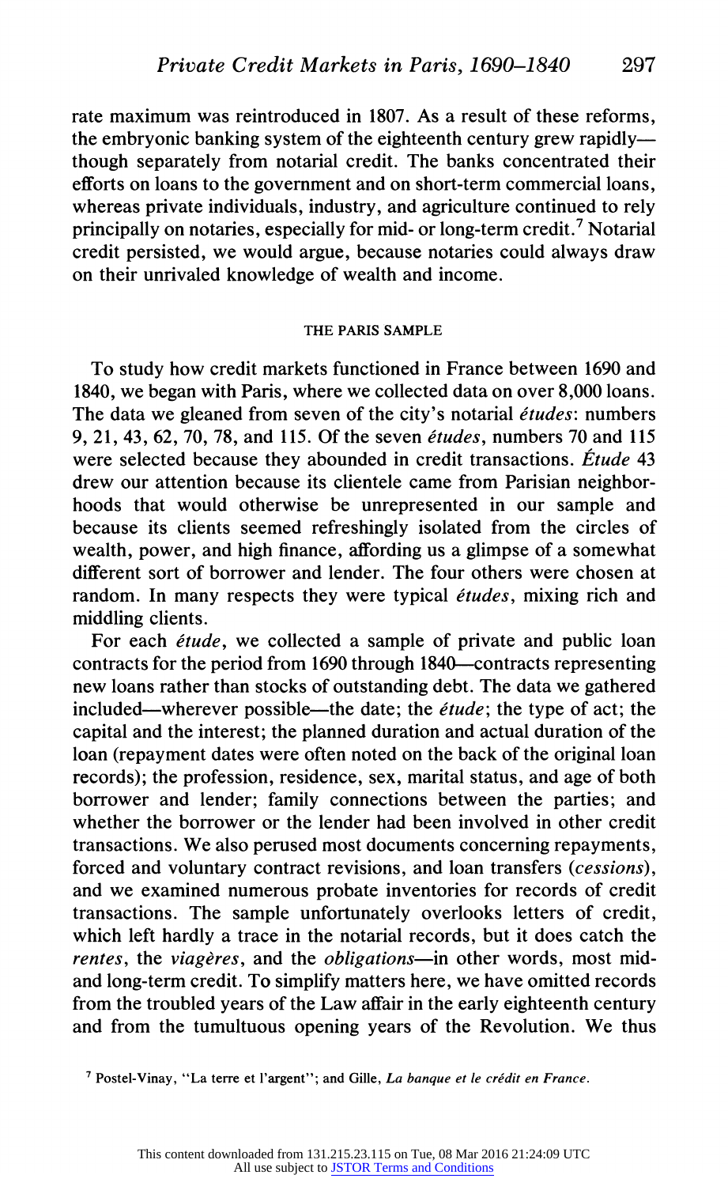rate maximum was reintroduced in 1807. As a result of these reforms, the embryonic banking system of the eighteenth century grew rapidly—though separately from notarial credit. The banks concentrated their efforts on loans to the government and on short-term commercial loans, whereas private individuals, industry, and agriculture continued to rely principally on notaries, especially for mid- or long-term credit.[7] Notarial credit persisted, we would argue, because notaries could always draw on their unrivaled knowledge of wealth and income.

## THE PARIS SAMPLE

To study how credit markets functioned in France between 1690 and 1840, we began with Paris, where we collected data on over 8,000 loans. The data we gleaned from seven of the city's notarial *études*: numbers 9, 21, 43, 62, 70, 78, and 115. Of the seven *études*, numbers 70 and 115 were selected because they abounded in credit transactions. *Étude* 43 drew our attention because its clientele came from Parisian neighborhoods that would otherwise be unrepresented in our sample and because its clients seemed refreshingly isolated from the circles of wealth, power, and high finance, affording us a glimpse of a somewhat different sort of borrower and lender. The four others were chosen at random. In many respects they were typical *études*, mixing rich and middling clients.

For each *étude*, we collected a sample of private and public loan contracts for the period from 1690 through 1840—contracts representing new loans rather than stocks of outstanding debt. The data we gathered included—wherever possible—the date; the *étude*; the type of act; the capital and the interest; the planned duration and actual duration of the loan (repayment dates were often noted on the back of the original loan records); the profession, residence, sex, marital status, and age of both borrower and lender; family connections between the parties; and whether the borrower or the lender had been involved in other credit transactions. We also perused most documents concerning repayments, forced and voluntary contract revisions, and loan transfers (*cessions*), and we examined numerous probate inventories for records of credit transactions. The sample unfortunately overlooks letters of credit, which left hardly a trace in the notarial records, but it does catch the *rentes*, the *viagères*, and the *obligations*—in other words, most mid- and long-term credit. To simplify matters here, we have omitted records from the troubled years of the Law affair in the early eighteenth century and from the tumultuous opening years of the Revolution. We thus

[7] Postel-Vinay, "La terre et l'argent"; and Gille, *La banque et le crédit en France*.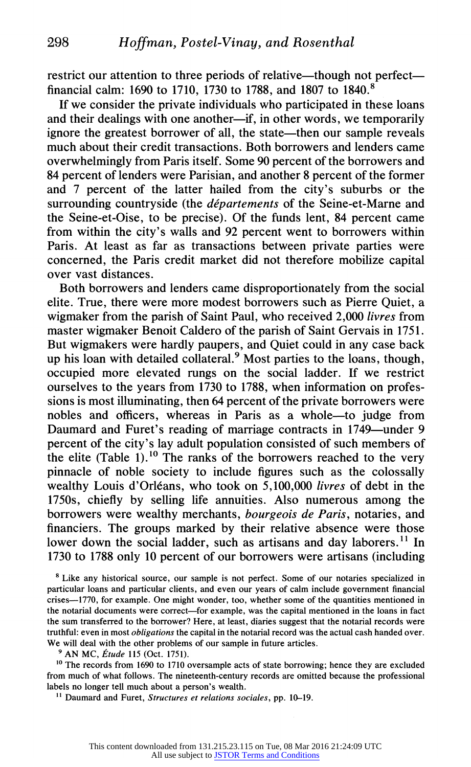restrict our attention to three periods of relative—though not perfect—financial calm: 1690 to 1710, 1730 to 1788, and 1807 to 1840.[8]

If we consider the private individuals who participated in these loans and their dealings with one another—if, in other words, we temporarily ignore the greatest borrower of all, the state—then our sample reveals much about their credit transactions. Both borrowers and lenders came overwhelmingly from Paris itself. Some 90 percent of the borrowers and 84 percent of lenders were Parisian, and another 8 percent of the former and 7 percent of the latter hailed from the city's suburbs or the surrounding countryside (the *départements* of the Seine-et-Marne and the Seine-et-Oise, to be precise). Of the funds lent, 84 percent came from within the city's walls and 92 percent went to borrowers within Paris. At least as far as transactions between private parties were concerned, the Paris credit market did not therefore mobilize capital over vast distances.

Both borrowers and lenders came disproportionately from the social elite. True, there were more modest borrowers such as Pierre Quiet, a wigmaker from the parish of Saint Paul, who received 2,000 *livres* from master wigmaker Benoit Caldero of the parish of Saint Gervais in 1751. But wigmakers were hardly paupers, and Quiet could in any case back up his loan with detailed collateral.[9] Most parties to the loans, though, occupied more elevated rungs on the social ladder. If we restrict ourselves to the years from 1730 to 1788, when information on professions is most illuminating, then 64 percent of the private borrowers were nobles and officers, whereas in Paris as a whole—to judge from Daumard and Furet's reading of marriage contracts in 1749—under 9 percent of the city's lay adult population consisted of such members of the elite (Table 1).[10] The ranks of the borrowers reached to the very pinnacle of noble society to include figures such as the colossally wealthy Louis d'Orléans, who took on 5,100,000 *livres* of debt in the 1750s, chiefly by selling life annuities. Also numerous among the borrowers were wealthy merchants, *bourgeois de Paris*, notaries, and financiers. The groups marked by their relative absence were those lower down the social ladder, such as artisans and day laborers.[11] In 1730 to 1788 only 10 percent of our borrowers were artisans (including

[8] Like any historical source, our sample is not perfect. Some of our notaries specialized in particular loans and particular clients, and even our years of calm include government financial crises—1770, for example. One might wonder, too, whether some of the quantities mentioned in the notarial documents were correct—for example, was the capital mentioned in the loans in fact the sum transferred to the borrower? Here, at least, diaries suggest that the notarial records were truthful: even in most *obligations* the capital in the notarial record was the actual cash handed over. We will deal with the other problems of our sample in future articles.

[9] AN MC, *Étude* 115 (Oct. 1751).

[10] The records from 1690 to 1710 oversample acts of state borrowing; hence they are excluded from much of what follows. The nineteenth-century records are omitted because the professional labels no longer tell much about a person's wealth.

[11] Daumard and Furet, *Structures et relations sociales*, pp. 10–19.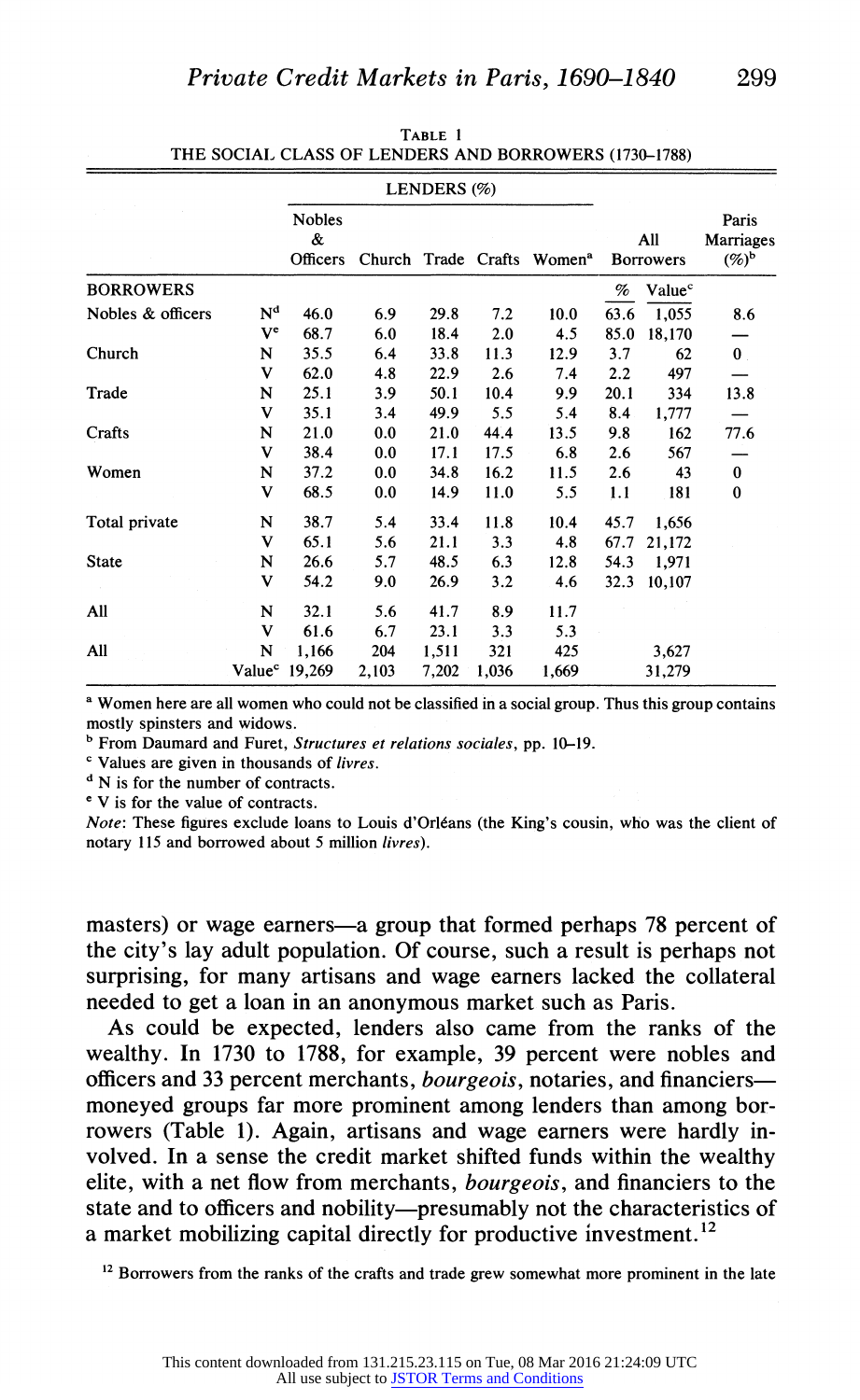TABLE 1
THE SOCIAL CLASS OF LENDERS AND BORROWERS (1730–1788)

| | | LENDERS (%) | | | | | | | |
|---|---|---|---|---|---|---|---|---|---|
| | | Nobles & Officers | Church | Trade | Crafts | Women[a] | All Borrowers | | Paris Marriages (%)[b] |
| BORROWERS | | | | | | | % | Value[c] | |
| Nobles & officers | N[d] | 46.0 | 6.9 | 29.8 | 7.2 | 10.0 | 63.6 | 1,055 | 8.6 |
| | V[e] | 68.7 | 6.0 | 18.4 | 2.0 | 4.5 | 85.0 | 18,170 | — |
| Church | N | 35.5 | 6.4 | 33.8 | 11.3 | 12.9 | 3.7 | 62 | 0 |
| | V | 62.0 | 4.8 | 22.9 | 2.6 | 7.4 | 2.2 | 497 | — |
| Trade | N | 25.1 | 3.9 | 50.1 | 10.4 | 9.9 | 20.1 | 334 | 13.8 |
| | V | 35.1 | 3.4 | 49.9 | 5.5 | 5.4 | 8.4 | 1,777 | — |
| Crafts | N | 21.0 | 0.0 | 21.0 | 44.4 | 13.5 | 9.8 | 162 | 77.6 |
| | V | 38.4 | 0.0 | 17.1 | 17.5 | 6.8 | 2.6 | 567 | — |
| Women | N | 37.2 | 0.0 | 34.8 | 16.2 | 11.5 | 2.6 | 43 | 0 |
| | V | 68.5 | 0.0 | 14.9 | 11.0 | 5.5 | 1.1 | 181 | 0 |
| Total private | N | 38.7 | 5.4 | 33.4 | 11.8 | 10.4 | 45.7 | 1,656 | |
| | V | 65.1 | 5.6 | 21.1 | 3.3 | 4.8 | 67.7 | 21,172 | |
| State | N | 26.6 | 5.7 | 48.5 | 6.3 | 12.8 | 54.3 | 1,971 | |
| | V | 54.2 | 9.0 | 26.9 | 3.2 | 4.6 | 32.3 | 10,107 | |
| All | N | 32.1 | 5.6 | 41.7 | 8.9 | 11.7 | | | |
| | V | 61.6 | 6.7 | 23.1 | 3.3 | 5.3 | | | |
| All | N | 1,166 | 204 | 1,511 | 321 | 425 | | 3,627 | |
| | Value[c] | 19,269 | 2,103 | 7,202 | 1,036 | 1,669 | | 31,279 | |

[a] Women here are all women who could not be classified in a social group. Thus this group contains mostly spinsters and widows.

[b] From Daumard and Furet, *Structures et relations sociales*, pp. 10–19.

[c] Values are given in thousands of *livres*.

[d] N is for the number of contracts.

[e] V is for the value of contracts.

*Note*: These figures exclude loans to Louis d'Orléans (the King's cousin, who was the client of notary 115 and borrowed about 5 million *livres*).

masters) or wage earners—a group that formed perhaps 78 percent of the city's lay adult population. Of course, such a result is perhaps not surprising, for many artisans and wage earners lacked the collateral needed to get a loan in an anonymous market such as Paris.

As could be expected, lenders also came from the ranks of the wealthy. In 1730 to 1788, for example, 39 percent were nobles and officers and 33 percent merchants, *bourgeois*, notaries, and financiers—moneyed groups far more prominent among lenders than among borrowers (Table 1). Again, artisans and wage earners were hardly involved. In a sense the credit market shifted funds within the wealthy elite, with a net flow from merchants, *bourgeois*, and financiers to the state and to officers and nobility—presumably not the characteristics of a market mobilizing capital directly for productive investment.[12]

[12] Borrowers from the ranks of the crafts and trade grew somewhat more prominent in the late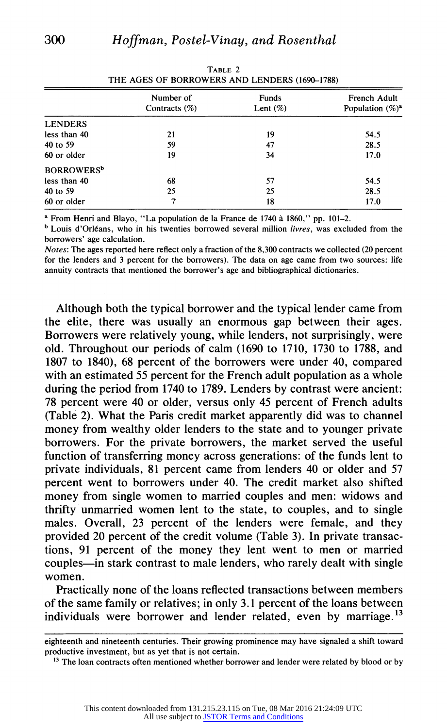TABLE 2
THE AGES OF BORROWERS AND LENDERS (1690–1788)

| | Number of Contracts (%) | Funds Lent (%) | French Adult Population (%)[a] |
|---|---|---|---|
| LENDERS | | | |
| less than 40 | 21 | 19 | 54.5 |
| 40 to 59 | 59 | 47 | 28.5 |
| 60 or older | 19 | 34 | 17.0 |
| BORROWERS[b] | | | |
| less than 40 | 68 | 57 | 54.5 |
| 40 to 59 | 25 | 25 | 28.5 |
| 60 or older | 7 | 18 | 17.0 |

[a] From Henri and Blayo, "La population de la France de 1740 à 1860," pp. 101–2.

[b] Louis d'Orléans, who in his twenties borrowed several million *livres*, was excluded from the borrowers' age calculation.

*Notes*: The ages reported here reflect only a fraction of the 8,300 contracts we collected (20 percent for the lenders and 3 percent for the borrowers). The data on age came from two sources: life annuity contracts that mentioned the borrower's age and bibliographical dictionaries.

Although both the typical borrower and the typical lender came from the elite, there was usually an enormous gap between their ages. Borrowers were relatively young, while lenders, not surprisingly, were old. Throughout our periods of calm (1690 to 1710, 1730 to 1788, and 1807 to 1840), 68 percent of the borrowers were under 40, compared with an estimated 55 percent for the French adult population as a whole during the period from 1740 to 1789. Lenders by contrast were ancient: 78 percent were 40 or older, versus only 45 percent of French adults (Table 2). What the Paris credit market apparently did was to channel money from wealthy older lenders to the state and to younger private borrowers. For the private borrowers, the market served the useful function of transferring money across generations: of the funds lent to private individuals, 81 percent came from lenders 40 or older and 57 percent went to borrowers under 40. The credit market also shifted money from single women to married couples and men: widows and thrifty unmarried women lent to the state, to couples, and to single males. Overall, 23 percent of the lenders were female, and they provided 20 percent of the credit volume (Table 3). In private transactions, 91 percent of the money they lent went to men or married couples—in stark contrast to male lenders, who rarely dealt with single women.

Practically none of the loans reflected transactions between members of the same family or relatives; in only 3.1 percent of the loans between individuals were borrower and lender related, even by marriage.[13]

eighteenth and nineteenth centuries. Their growing prominence may have signaled a shift toward productive investment, but as yet that is not certain.

[13] The loan contracts often mentioned whether borrower and lender were related by blood or by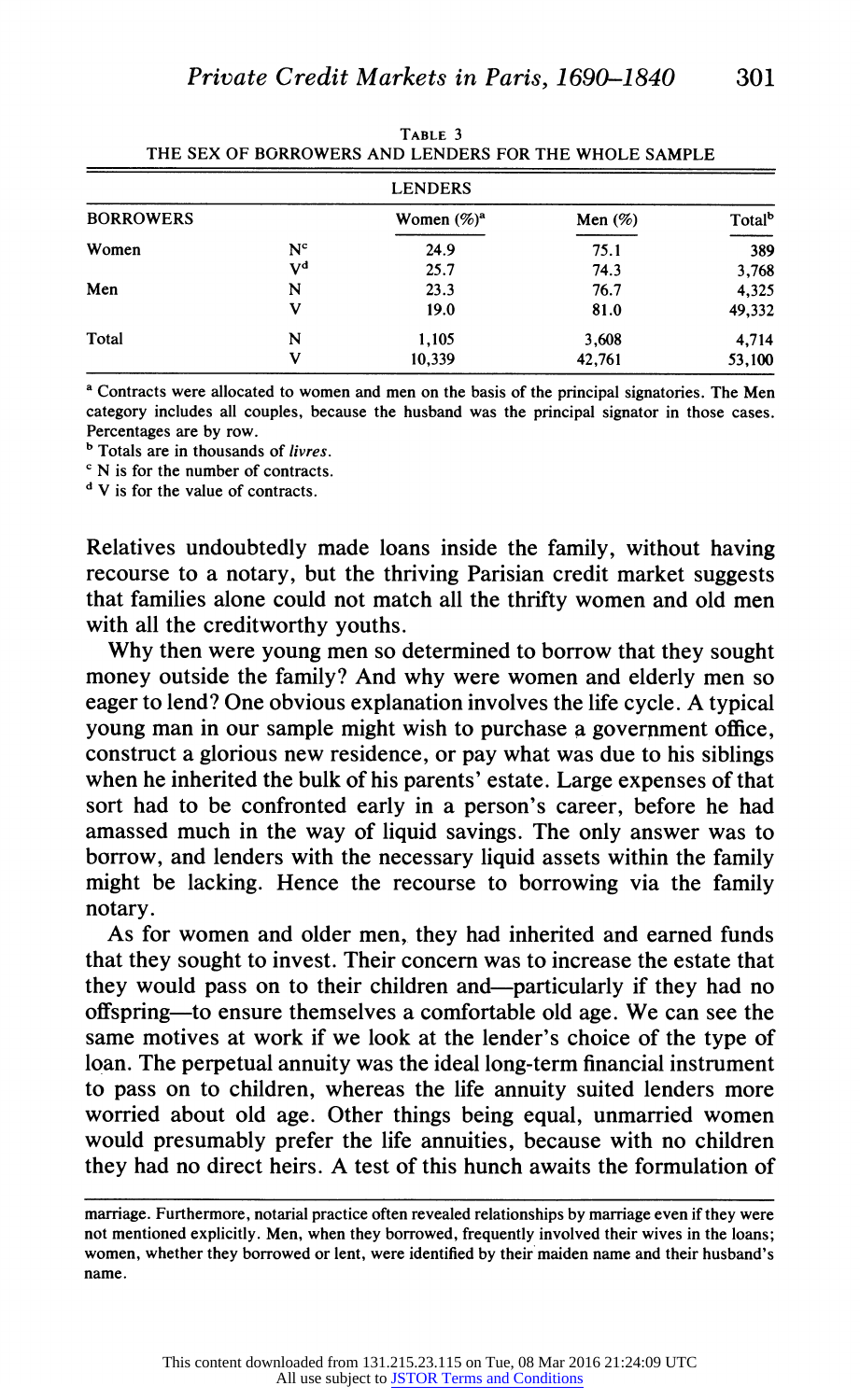TABLE 3
THE SEX OF BORROWERS AND LENDERS FOR THE WHOLE SAMPLE

| | | LENDERS | | |
|---|---|---|---|---|
| BORROWERS | | Women (%)[a] | Men (%) | Total[b] |
| Women | N[c] | 24.9 | 75.1 | 389 |
| | V[d] | 25.7 | 74.3 | 3,768 |
| Men | N | 23.3 | 76.7 | 4,325 |
| | V | 19.0 | 81.0 | 49,332 |
| Total | N | 1,105 | 3,608 | 4,714 |
| | V | 10,339 | 42,761 | 53,100 |

[a] Contracts were allocated to women and men on the basis of the principal signatories. The Men category includes all couples, because the husband was the principal signator in those cases. Percentages are by row.

[b] Totals are in thousands of *livres*.

[c] N is for the number of contracts.

[d] V is for the value of contracts.

Relatives undoubtedly made loans inside the family, without having recourse to a notary, but the thriving Parisian credit market suggests that families alone could not match all the thrifty women and old men with all the creditworthy youths.

Why then were young men so determined to borrow that they sought money outside the family? And why were women and elderly men so eager to lend? One obvious explanation involves the life cycle. A typical young man in our sample might wish to purchase a government office, construct a glorious new residence, or pay what was due to his siblings when he inherited the bulk of his parents' estate. Large expenses of that sort had to be confronted early in a person's career, before he had amassed much in the way of liquid savings. The only answer was to borrow, and lenders with the necessary liquid assets within the family might be lacking. Hence the recourse to borrowing via the family notary.

As for women and older men, they had inherited and earned funds that they sought to invest. Their concern was to increase the estate that they would pass on to their children and—particularly if they had no offspring—to ensure themselves a comfortable old age. We can see the same motives at work if we look at the lender's choice of the type of loan. The perpetual annuity was the ideal long-term financial instrument to pass on to children, whereas the life annuity suited lenders more worried about old age. Other things being equal, unmarried women would presumably prefer the life annuities, because with no children they had no direct heirs. A test of this hunch awaits the formulation of

marriage. Furthermore, notarial practice often revealed relationships by marriage even if they were not mentioned explicitly. Men, when they borrowed, frequently involved their wives in the loans; women, whether they borrowed or lent, were identified by their maiden name and their husband's name.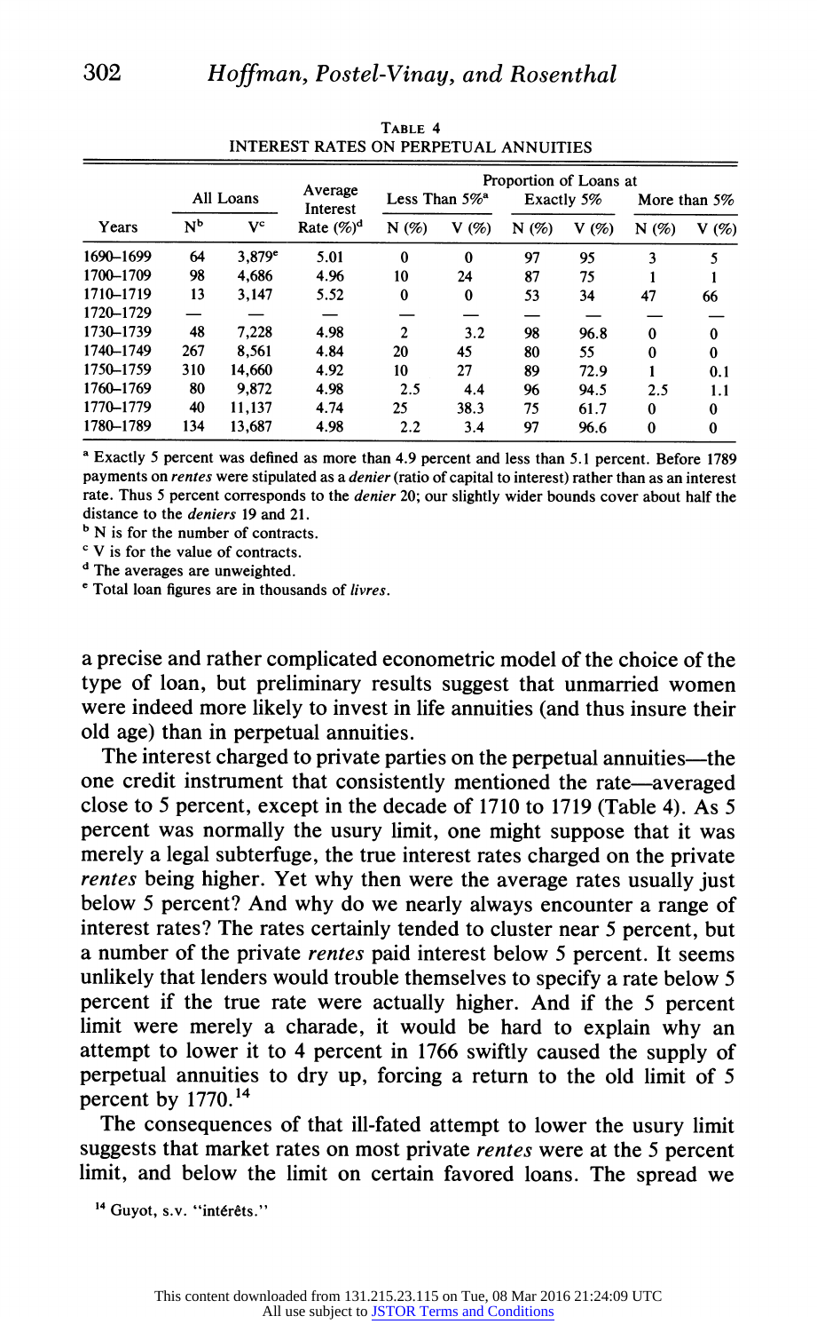TABLE 4
INTEREST RATES ON PERPETUAL ANNUITIES

| Years | All Loans | | Average Interest Rate (%)[d] | Proportion of Loans at | | | | | |
|---|---|---|---|---|---|---|---|---|---|
| | | | | Less Than 5%[a] | | Exactly 5% | | More than 5% | |
| | N[b] | V[c] | | N (%) | V (%) | N (%) | V (%) | N (%) | V (%) |
| 1690–1699 | 64 | 3,879[e] | 5.01 | 0 | 0 | 97 | 95 | 3 | 5 |
| 1700–1709 | 98 | 4,686 | 4.96 | 10 | 24 | 87 | 75 | 1 | 1 |
| 1710–1719 | 13 | 3,147 | 5.52 | 0 | 0 | 53 | 34 | 47 | 66 |
| 1720–1729 | — | — | — | — | — | — | — | — | — |
| 1730–1739 | 48 | 7,228 | 4.98 | 2 | 3.2 | 98 | 96.8 | 0 | 0 |
| 1740–1749 | 267 | 8,561 | 4.84 | 20 | 45 | 80 | 55 | 0 | 0 |
| 1750–1759 | 310 | 14,660 | 4.92 | 10 | 27 | 89 | 72.9 | 1 | 0.1 |
| 1760–1769 | 80 | 9,872 | 4.98 | 2.5 | 4.4 | 96 | 94.5 | 2.5 | 1.1 |
| 1770–1779 | 40 | 11,137 | 4.74 | 25 | 38.3 | 75 | 61.7 | 0 | 0 |
| 1780–1789 | 134 | 13,687 | 4.98 | 2.2 | 3.4 | 97 | 96.6 | 0 | 0 |

[a] Exactly 5 percent was defined as more than 4.9 percent and less than 5.1 percent. Before 1789 payments on *rentes* were stipulated as a *denier* (ratio of capital to interest) rather than as an interest rate. Thus 5 percent corresponds to the *denier* 20; our slightly wider bounds cover about half the distance to the *deniers* 19 and 21.
[b] N is for the number of contracts.
[c] V is for the value of contracts.
[d] The averages are unweighted.
[e] Total loan figures are in thousands of *livres*.

a precise and rather complicated econometric model of the choice of the type of loan, but preliminary results suggest that unmarried women were indeed more likely to invest in life annuities (and thus insure their old age) than in perpetual annuities.

The interest charged to private parties on the perpetual annuities—the one credit instrument that consistently mentioned the rate—averaged close to 5 percent, except in the decade of 1710 to 1719 (Table 4). As 5 percent was normally the usury limit, one might suppose that it was merely a legal subterfuge, the true interest rates charged on the private *rentes* being higher. Yet why then were the average rates usually just below 5 percent? And why do we nearly always encounter a range of interest rates? The rates certainly tended to cluster near 5 percent, but a number of the private *rentes* paid interest below 5 percent. It seems unlikely that lenders would trouble themselves to specify a rate below 5 percent if the true rate were actually higher. And if the 5 percent limit were merely a charade, it would be hard to explain why an attempt to lower it to 4 percent in 1766 swiftly caused the supply of perpetual annuities to dry up, forcing a return to the old limit of 5 percent by 1770.[14]

The consequences of that ill-fated attempt to lower the usury limit suggests that market rates on most private *rentes* were at the 5 percent limit, and below the limit on certain favored loans. The spread we

[14] Guyot, s.v. "intérêts."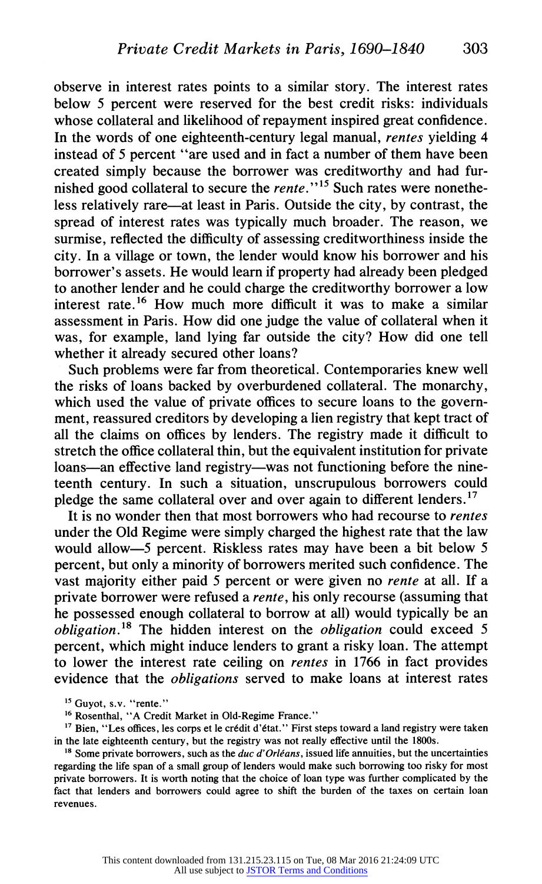observe in interest rates points to a similar story. The interest rates below 5 percent were reserved for the best credit risks: individuals whose collateral and likelihood of repayment inspired great confidence. In the words of one eighteenth-century legal manual, *rentes* yielding 4 instead of 5 percent "are used and in fact a number of them have been created simply because the borrower was creditworthy and had furnished good collateral to secure the *rente*."[15] Such rates were nonetheless relatively rare—at least in Paris. Outside the city, by contrast, the spread of interest rates was typically much broader. The reason, we surmise, reflected the difficulty of assessing creditworthiness inside the city. In a village or town, the lender would know his borrower and his borrower's assets. He would learn if property had already been pledged to another lender and he could charge the creditworthy borrower a low interest rate.[16] How much more difficult it was to make a similar assessment in Paris. How did one judge the value of collateral when it was, for example, land lying far outside the city? How did one tell whether it already secured other loans?

Such problems were far from theoretical. Contemporaries knew well the risks of loans backed by overburdened collateral. The monarchy, which used the value of private offices to secure loans to the government, reassured creditors by developing a lien registry that kept tract of all the claims on offices by lenders. The registry made it difficult to stretch the office collateral thin, but the equivalent institution for private loans—an effective land registry—was not functioning before the nineteenth century. In such a situation, unscrupulous borrowers could pledge the same collateral over and over again to different lenders.[17]

It is no wonder then that most borrowers who had recourse to *rentes* under the Old Regime were simply charged the highest rate that the law would allow—5 percent. Riskless rates may have been a bit below 5 percent, but only a minority of borrowers merited such confidence. The vast majority either paid 5 percent or were given no *rente* at all. If a private borrower were refused a *rente*, his only recourse (assuming that he possessed enough collateral to borrow at all) would typically be an *obligation*.[18] The hidden interest on the *obligation* could exceed 5 percent, which might induce lenders to grant a risky loan. The attempt to lower the interest rate ceiling on *rentes* in 1766 in fact provides evidence that the *obligations* served to make loans at interest rates

[15] Guyot, s.v. "rente."

[16] Rosenthal, "A Credit Market in Old-Regime France."

[17] Bien, "Les offices, les corps et le crédit d'état." First steps toward a land registry were taken in the late eighteenth century, but the registry was not really effective until the 1800s.

[18] Some private borrowers, such as the *duc d'Orléans*, issued life annuities, but the uncertainties regarding the life span of a small group of lenders would make such borrowing too risky for most private borrowers. It is worth noting that the choice of loan type was further complicated by the fact that lenders and borrowers could agree to shift the burden of the taxes on certain loan revenues.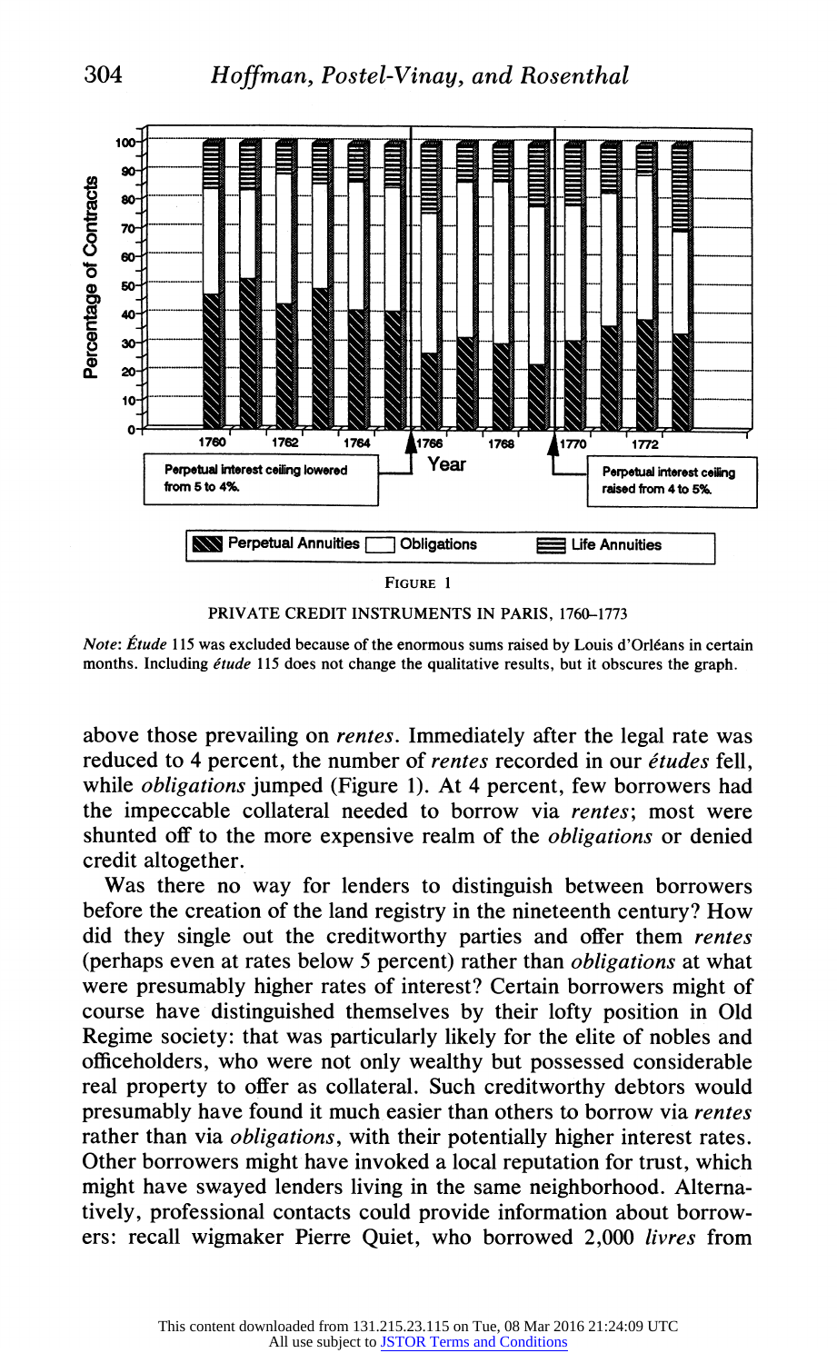FIGURE 1

PRIVATE CREDIT INSTRUMENTS IN PARIS, 1760–1773

*Note*: *Étude* 115 was excluded because of the enormous sums raised by Louis d'Orléans in certain months. Including *étude* 115 does not change the qualitative results, but it obscures the graph.

above those prevailing on *rentes*. Immediately after the legal rate was reduced to 4 percent, the number of *rentes* recorded in our *études* fell, while *obligations* jumped (Figure 1). At 4 percent, few borrowers had the impeccable collateral needed to borrow via *rentes*; most were shunted off to the more expensive realm of the *obligations* or denied credit altogether.

Was there no way for lenders to distinguish between borrowers before the creation of the land registry in the nineteenth century? How did they single out the creditworthy parties and offer them *rentes* (perhaps even at rates below 5 percent) rather than *obligations* at what were presumably higher rates of interest? Certain borrowers might of course have distinguished themselves by their lofty position in Old Regime society: that was particularly likely for the elite of nobles and officeholders, who were not only wealthy but possessed considerable real property to offer as collateral. Such creditworthy debtors would presumably have found it much easier than others to borrow via *rentes* rather than via *obligations*, with their potentially higher interest rates. Other borrowers might have invoked a local reputation for trust, which might have swayed lenders living in the same neighborhood. Alternatively, professional contacts could provide information about borrowers: recall wigmaker Pierre Quiet, who borrowed 2,000 *livres* from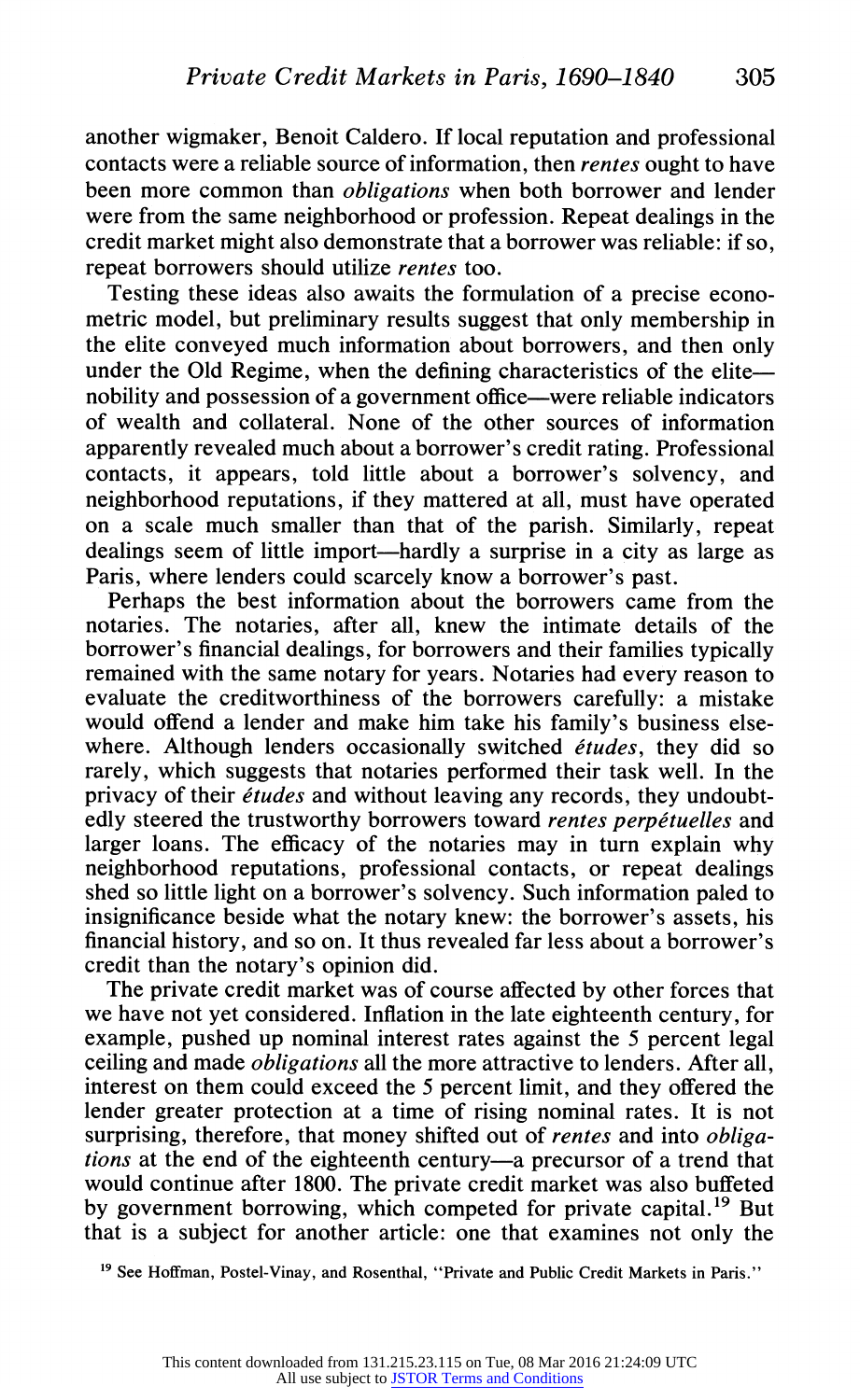another wigmaker, Benoit Caldero. If local reputation and professional contacts were a reliable source of information, then *rentes* ought to have been more common than *obligations* when both borrower and lender were from the same neighborhood or profession. Repeat dealings in the credit market might also demonstrate that a borrower was reliable: if so, repeat borrowers should utilize *rentes* too.

Testing these ideas also awaits the formulation of a precise econometric model, but preliminary results suggest that only membership in the elite conveyed much information about borrowers, and then only under the Old Regime, when the defining characteristics of the elite—nobility and possession of a government office—were reliable indicators of wealth and collateral. None of the other sources of information apparently revealed much about a borrower's credit rating. Professional contacts, it appears, told little about a borrower's solvency, and neighborhood reputations, if they mattered at all, must have operated on a scale much smaller than that of the parish. Similarly, repeat dealings seem of little import—hardly a surprise in a city as large as Paris, where lenders could scarcely know a borrower's past.

Perhaps the best information about the borrowers came from the notaries. The notaries, after all, knew the intimate details of the borrower's financial dealings, for borrowers and their families typically remained with the same notary for years. Notaries had every reason to evaluate the creditworthiness of the borrowers carefully: a mistake would offend a lender and make him take his family's business elsewhere. Although lenders occasionally switched *études*, they did so rarely, which suggests that notaries performed their task well. In the privacy of their *études* and without leaving any records, they undoubtedly steered the trustworthy borrowers toward *rentes perpétuelles* and larger loans. The efficacy of the notaries may in turn explain why neighborhood reputations, professional contacts, or repeat dealings shed so little light on a borrower's solvency. Such information paled to insignificance beside what the notary knew: the borrower's assets, his financial history, and so on. It thus revealed far less about a borrower's credit than the notary's opinion did.

The private credit market was of course affected by other forces that we have not yet considered. Inflation in the late eighteenth century, for example, pushed up nominal interest rates against the 5 percent legal ceiling and made *obligations* all the more attractive to lenders. After all, interest on them could exceed the 5 percent limit, and they offered the lender greater protection at a time of rising nominal rates. It is not surprising, therefore, that money shifted out of *rentes* and into *obligations* at the end of the eighteenth century—a precursor of a trend that would continue after 1800. The private credit market was also buffeted by government borrowing, which competed for private capital.[19] But that is a subject for another article: one that examines not only the

[19] See Hoffman, Postel-Vinay, and Rosenthal, "Private and Public Credit Markets in Paris."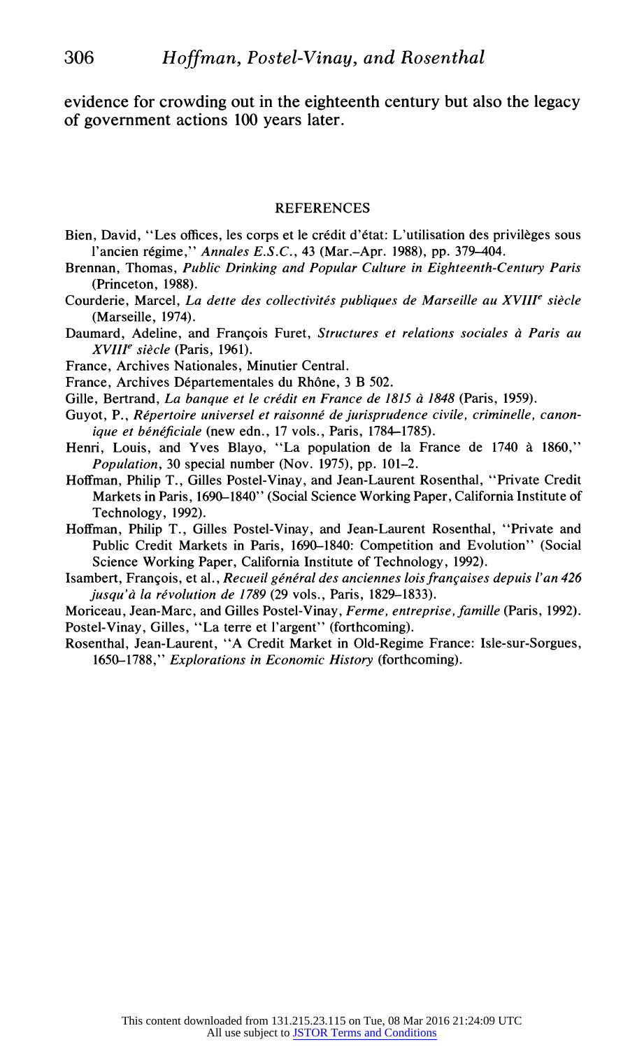evidence for crowding out in the eighteenth century but also the legacy of government actions 100 years later.

## REFERENCES

Bien, David, "Les offices, les corps et le crédit d'état: L'utilisation des privilèges sous l'ancien régime," *Annales E.S.C.*, 43 (Mar.–Apr. 1988), pp. 379–404.

Brennan, Thomas, *Public Drinking and Popular Culture in Eighteenth-Century Paris* (Princeton, 1988).

Courderie, Marcel, *La dette des collectivités publiques de Marseille au XVIII^e siècle* (Marseille, 1974).

Daumard, Adeline, and François Furet, *Structures et relations sociales à Paris au XVIII^e siècle* (Paris, 1961).

France, Archives Nationales, Minutier Central.

France, Archives Départementales du Rhône, 3 B 502.

Gille, Bertrand, *La banque et le crédit en France de 1815 à 1848* (Paris, 1959).

Guyot, P., *Répertoire universel et raisonné de jurisprudence civile, criminelle, canonique et bénéficiale* (new edn., 17 vols., Paris, 1784–1785).

Henri, Louis, and Yves Blayo, "La population de la France de 1740 à 1860," *Population*, 30 special number (Nov. 1975), pp. 101–2.

Hoffman, Philip T., Gilles Postel-Vinay, and Jean-Laurent Rosenthal, "Private Credit Markets in Paris, 1690–1840" (Social Science Working Paper, California Institute of Technology, 1992).

Hoffman, Philip T., Gilles Postel-Vinay, and Jean-Laurent Rosenthal, "Private and Public Credit Markets in Paris, 1690–1840: Competition and Evolution" (Social Science Working Paper, California Institute of Technology, 1992).

Isambert, François, et al., *Recueil général des anciennes lois françaises depuis l'an 426 jusqu'à la révolution de 1789* (29 vols., Paris, 1829–1833).

Moriceau, Jean-Marc, and Gilles Postel-Vinay, *Ferme, entreprise, famille* (Paris, 1992).

Postel-Vinay, Gilles, "La terre et l'argent" (forthcoming).

Rosenthal, Jean-Laurent, "A Credit Market in Old-Regime France: Isle-sur-Sorgues, 1650–1788," *Explorations in Economic History* (forthcoming).